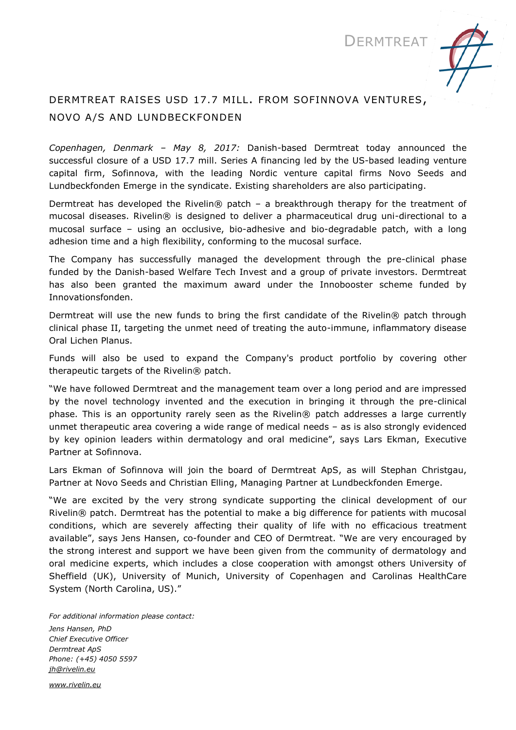DERMTREAT

# DERMTREAT RAISES USD 17.7 MILL. FROM SOFINNOVA VENTURES, NOVO A/S AND LUNDBECKFONDEN

*Copenhagen, Denmark – May 8, 2017:* Danish-based Dermtreat today announced the successful closure of a USD 17.7 mill. Series A financing led by the US-based leading venture capital firm, Sofinnova, with the leading Nordic venture capital firms Novo Seeds and Lundbeckfonden Emerge in the syndicate. Existing shareholders are also participating.

Dermtreat has developed the Rivelin® patch – a breakthrough therapy for the treatment of mucosal diseases. Rivelin® is designed to deliver a pharmaceutical drug uni-directional to a mucosal surface – using an occlusive, bio-adhesive and bio-degradable patch, with a long adhesion time and a high flexibility, conforming to the mucosal surface.

The Company has successfully managed the development through the pre-clinical phase funded by the Danish-based Welfare Tech Invest and a group of private investors. Dermtreat has also been granted the maximum award under the Innobooster scheme funded by Innovationsfonden.

Dermtreat will use the new funds to bring the first candidate of the Rivelin® patch through clinical phase II, targeting the unmet need of treating the auto-immune, inflammatory disease Oral Lichen Planus.

Funds will also be used to expand the Company's product portfolio by covering other therapeutic targets of the Rivelin® patch.

"We have followed Dermtreat and the management team over a long period and are impressed by the novel technology invented and the execution in bringing it through the pre-clinical phase. This is an opportunity rarely seen as the Rivelin® patch addresses a large currently unmet therapeutic area covering a wide range of medical needs – as is also strongly evidenced by key opinion leaders within dermatology and oral medicine", says Lars Ekman, Executive Partner at Sofinnova.

Lars Ekman of Sofinnova will join the board of Dermtreat ApS, as will Stephan Christgau, Partner at Novo Seeds and Christian Elling, Managing Partner at Lundbeckfonden Emerge.

"We are excited by the very strong syndicate supporting the clinical development of our Rivelin® patch. Dermtreat has the potential to make a big difference for patients with mucosal conditions, which are severely affecting their quality of life with no efficacious treatment available", says Jens Hansen, co-founder and CEO of Dermtreat. "We are very encouraged by the strong interest and support we have been given from the community of dermatology and oral medicine experts, which includes a close cooperation with amongst others University of Sheffield (UK), University of Munich, University of Copenhagen and Carolinas HealthCare System (North Carolina, US)."

*For additional information please contact:*

*Jens Hansen, PhD*
*Chief Executive Officer*
*Dermtreat ApS*
*Phone: (+45) 4050 5597*
*jh@rivelin.eu*

*www.rivelin.eu*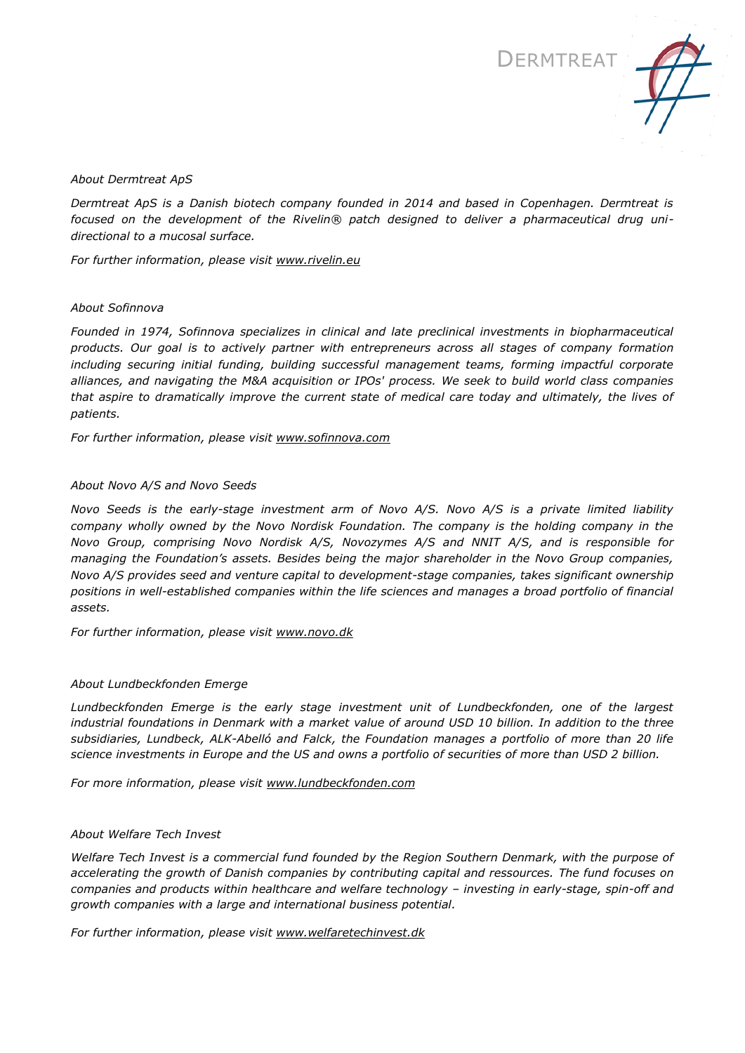*About Dermtreat ApS*

*Dermtreat ApS is a Danish biotech company founded in 2014 and based in Copenhagen. Dermtreat is focused on the development of the Rivelin® patch designed to deliver a pharmaceutical drug uni-directional to a mucosal surface.*

*For further information, please visit [www.rivelin.eu](www.rivelin.eu)*

*About Sofinnova*

*Founded in 1974, Sofinnova specializes in clinical and late preclinical investments in biopharmaceutical products. Our goal is to actively partner with entrepreneurs across all stages of company formation including securing initial funding, building successful management teams, forming impactful corporate alliances, and navigating the M&A acquisition or IPOs' process. We seek to build world class companies that aspire to dramatically improve the current state of medical care today and ultimately, the lives of patients.*

*For further information, please visit [www.sofinnova.com](www.sofinnova.com)*

*About Novo A/S and Novo Seeds*

*Novo Seeds is the early-stage investment arm of Novo A/S. Novo A/S is a private limited liability company wholly owned by the Novo Nordisk Foundation. The company is the holding company in the Novo Group, comprising Novo Nordisk A/S, Novozymes A/S and NNIT A/S, and is responsible for managing the Foundation's assets. Besides being the major shareholder in the Novo Group companies, Novo A/S provides seed and venture capital to development-stage companies, takes significant ownership positions in well-established companies within the life sciences and manages a broad portfolio of financial assets.*

*For further information, please visit [www.novo.dk](www.novo.dk)*

*About Lundbeckfonden Emerge*

*Lundbeckfonden Emerge is the early stage investment unit of Lundbeckfonden, one of the largest industrial foundations in Denmark with a market value of around USD 10 billion. In addition to the three subsidiaries, Lundbeck, ALK-Abelló and Falck, the Foundation manages a portfolio of more than 20 life science investments in Europe and the US and owns a portfolio of securities of more than USD 2 billion.*

*For more information, please visit [www.lundbeckfonden.com](www.lundbeckfonden.com)*

*About Welfare Tech Invest*

*Welfare Tech Invest is a commercial fund founded by the Region Southern Denmark, with the purpose of accelerating the growth of Danish companies by contributing capital and ressources. The fund focuses on companies and products within healthcare and welfare technology – investing in early-stage, spin-off and growth companies with a large and international business potential.*

*For further information, please visit [www.welfaretechinvest.dk](www.welfaretechinvest.dk)*